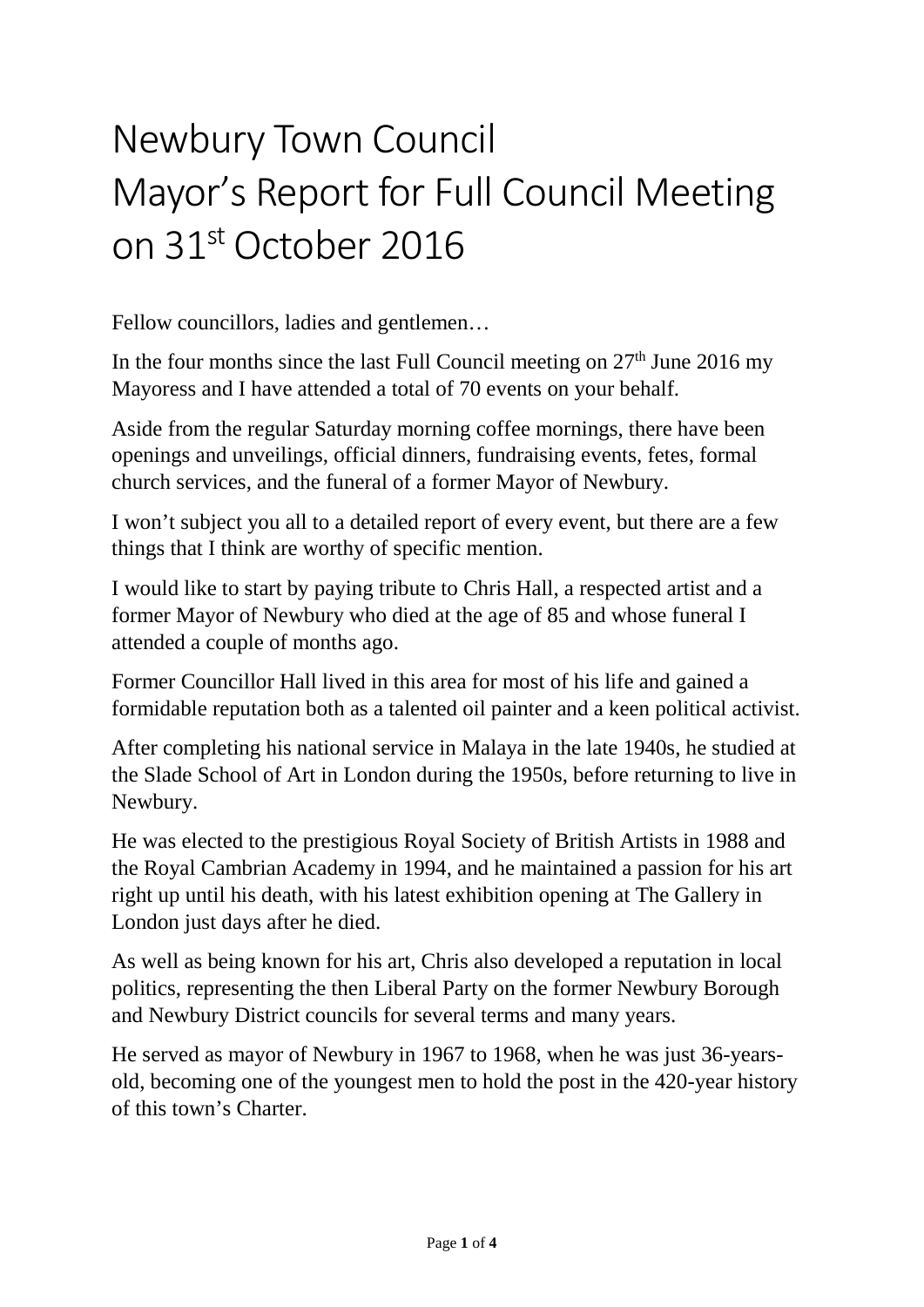# Newbury Town Council
# Mayor's Report for Full Council Meeting on 31st October 2016

Fellow councillors, ladies and gentlemen…

In the four months since the last Full Council meeting on 27th June 2016 my Mayoress and I have attended a total of 70 events on your behalf.

Aside from the regular Saturday morning coffee mornings, there have been openings and unveilings, official dinners, fundraising events, fetes, formal church services, and the funeral of a former Mayor of Newbury.

I won't subject you all to a detailed report of every event, but there are a few things that I think are worthy of specific mention.

I would like to start by paying tribute to Chris Hall, a respected artist and a former Mayor of Newbury who died at the age of 85 and whose funeral I attended a couple of months ago.

Former Councillor Hall lived in this area for most of his life and gained a formidable reputation both as a talented oil painter and a keen political activist.

After completing his national service in Malaya in the late 1940s, he studied at the Slade School of Art in London during the 1950s, before returning to live in Newbury.

He was elected to the prestigious Royal Society of British Artists in 1988 and the Royal Cambrian Academy in 1994, and he maintained a passion for his art right up until his death, with his latest exhibition opening at The Gallery in London just days after he died.

As well as being known for his art, Chris also developed a reputation in local politics, representing the then Liberal Party on the former Newbury Borough and Newbury District councils for several terms and many years.

He served as mayor of Newbury in 1967 to 1968, when he was just 36-years-old, becoming one of the youngest men to hold the post in the 420-year history of this town's Charter.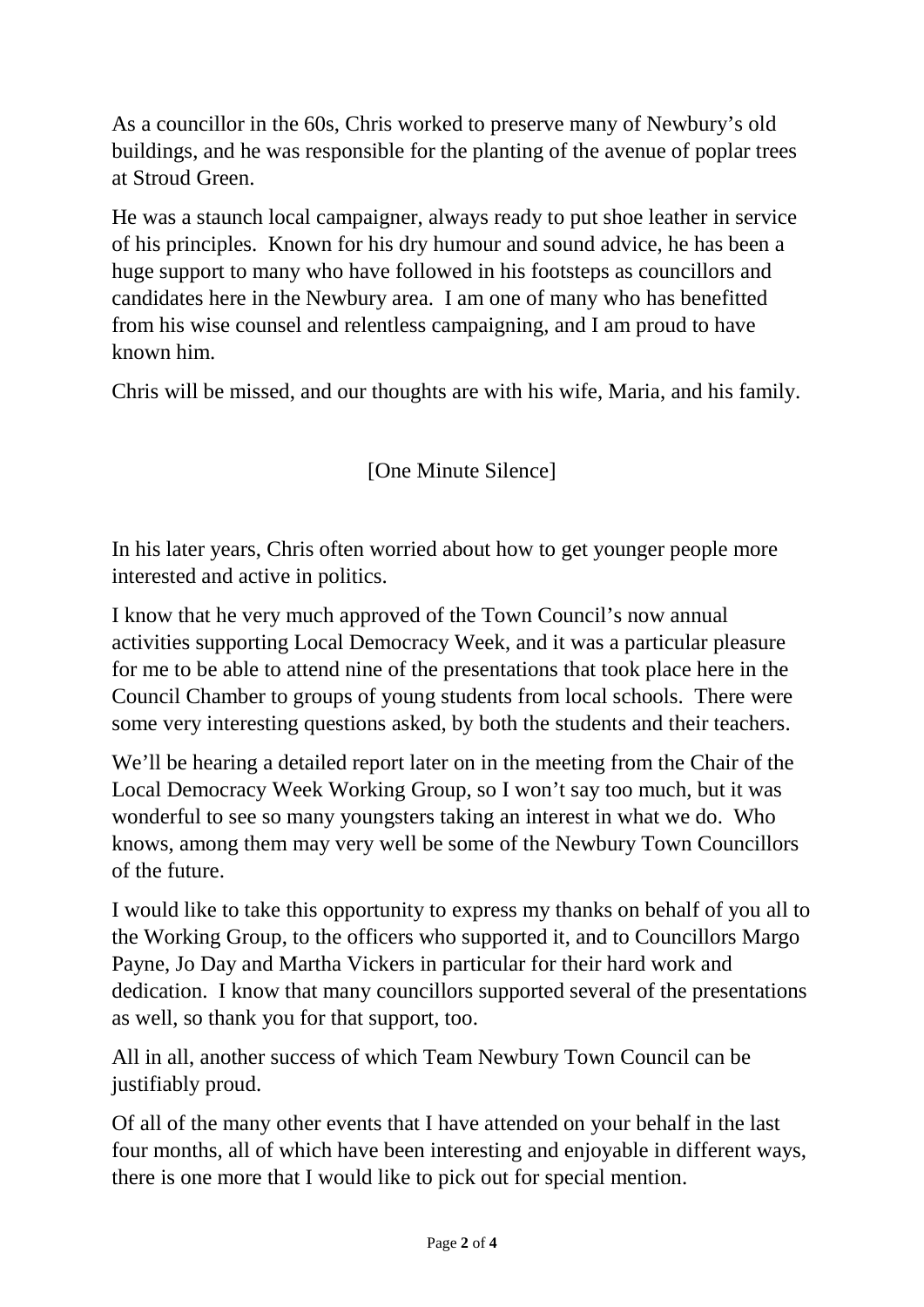As a councillor in the 60s, Chris worked to preserve many of Newbury's old buildings, and he was responsible for the planting of the avenue of poplar trees at Stroud Green.

He was a staunch local campaigner, always ready to put shoe leather in service of his principles. Known for his dry humour and sound advice, he has been a huge support to many who have followed in his footsteps as councillors and candidates here in the Newbury area. I am one of many who has benefitted from his wise counsel and relentless campaigning, and I am proud to have known him.

Chris will be missed, and our thoughts are with his wife, Maria, and his family.

[One Minute Silence]

In his later years, Chris often worried about how to get younger people more interested and active in politics.

I know that he very much approved of the Town Council's now annual activities supporting Local Democracy Week, and it was a particular pleasure for me to be able to attend nine of the presentations that took place here in the Council Chamber to groups of young students from local schools. There were some very interesting questions asked, by both the students and their teachers.

We'll be hearing a detailed report later on in the meeting from the Chair of the Local Democracy Week Working Group, so I won't say too much, but it was wonderful to see so many youngsters taking an interest in what we do. Who knows, among them may very well be some of the Newbury Town Councillors of the future.

I would like to take this opportunity to express my thanks on behalf of you all to the Working Group, to the officers who supported it, and to Councillors Margo Payne, Jo Day and Martha Vickers in particular for their hard work and dedication. I know that many councillors supported several of the presentations as well, so thank you for that support, too.

All in all, another success of which Team Newbury Town Council can be justifiably proud.

Of all of the many other events that I have attended on your behalf in the last four months, all of which have been interesting and enjoyable in different ways, there is one more that I would like to pick out for special mention.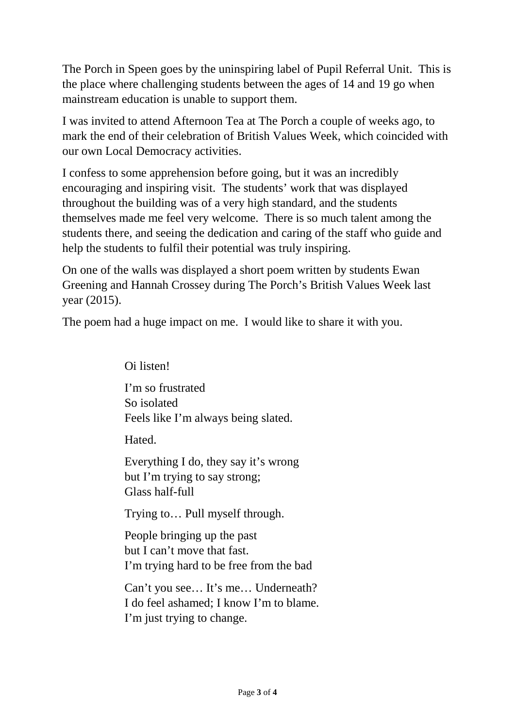The Porch in Speen goes by the uninspiring label of Pupil Referral Unit. This is the place where challenging students between the ages of 14 and 19 go when mainstream education is unable to support them.

I was invited to attend Afternoon Tea at The Porch a couple of weeks ago, to mark the end of their celebration of British Values Week, which coincided with our own Local Democracy activities.

I confess to some apprehension before going, but it was an incredibly encouraging and inspiring visit. The students' work that was displayed throughout the building was of a very high standard, and the students themselves made me feel very welcome. There is so much talent among the students there, and seeing the dedication and caring of the staff who guide and help the students to fulfil their potential was truly inspiring.

On one of the walls was displayed a short poem written by students Ewan Greening and Hannah Crossey during The Porch's British Values Week last year (2015).

The poem had a huge impact on me. I would like to share it with you.

> Oi listen!
>
> I'm so frustrated  
> So isolated  
> Feels like I'm always being slated.
>
> Hated.
>
> Everything I do, they say it's wrong  
> but I'm trying to say strong;  
> Glass half-full
>
> Trying to… Pull myself through.
>
> People bringing up the past  
> but I can't move that fast.  
> I'm trying hard to be free from the bad
>
> Can't you see… It's me… Underneath?  
> I do feel ashamed; I know I'm to blame.  
> I'm just trying to change.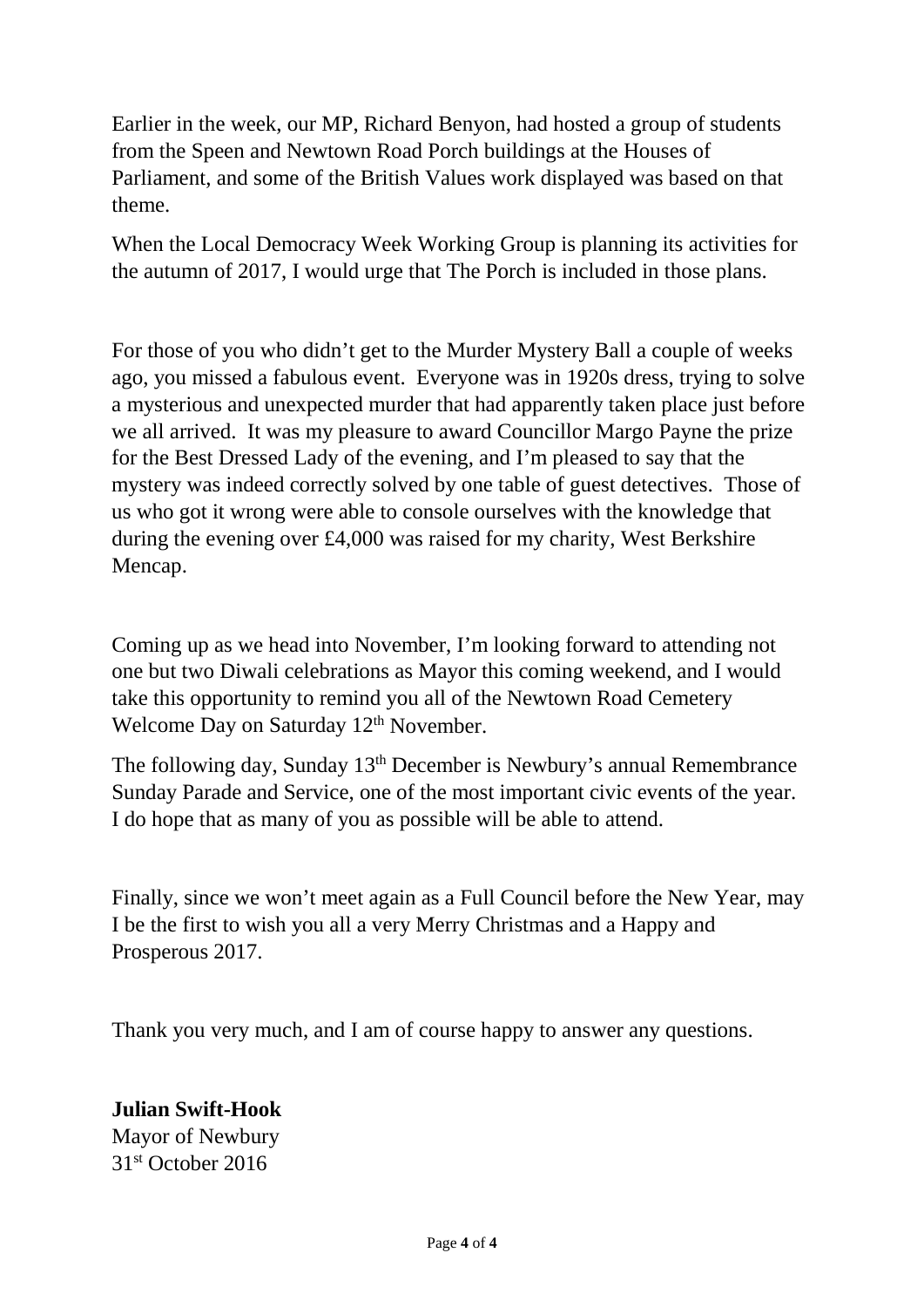Earlier in the week, our MP, Richard Benyon, had hosted a group of students from the Speen and Newtown Road Porch buildings at the Houses of Parliament, and some of the British Values work displayed was based on that theme.

When the Local Democracy Week Working Group is planning its activities for the autumn of 2017, I would urge that The Porch is included in those plans.

For those of you who didn't get to the Murder Mystery Ball a couple of weeks ago, you missed a fabulous event. Everyone was in 1920s dress, trying to solve a mysterious and unexpected murder that had apparently taken place just before we all arrived. It was my pleasure to award Councillor Margo Payne the prize for the Best Dressed Lady of the evening, and I'm pleased to say that the mystery was indeed correctly solved by one table of guest detectives. Those of us who got it wrong were able to console ourselves with the knowledge that during the evening over £4,000 was raised for my charity, West Berkshire Mencap.

Coming up as we head into November, I'm looking forward to attending not one but two Diwali celebrations as Mayor this coming weekend, and I would take this opportunity to remind you all of the Newtown Road Cemetery Welcome Day on Saturday 12th November.

The following day, Sunday 13th December is Newbury's annual Remembrance Sunday Parade and Service, one of the most important civic events of the year. I do hope that as many of you as possible will be able to attend.

Finally, since we won't meet again as a Full Council before the New Year, may I be the first to wish you all a very Merry Christmas and a Happy and Prosperous 2017.

Thank you very much, and I am of course happy to answer any questions.

**Julian Swift-Hook**
Mayor of Newbury
31st October 2016